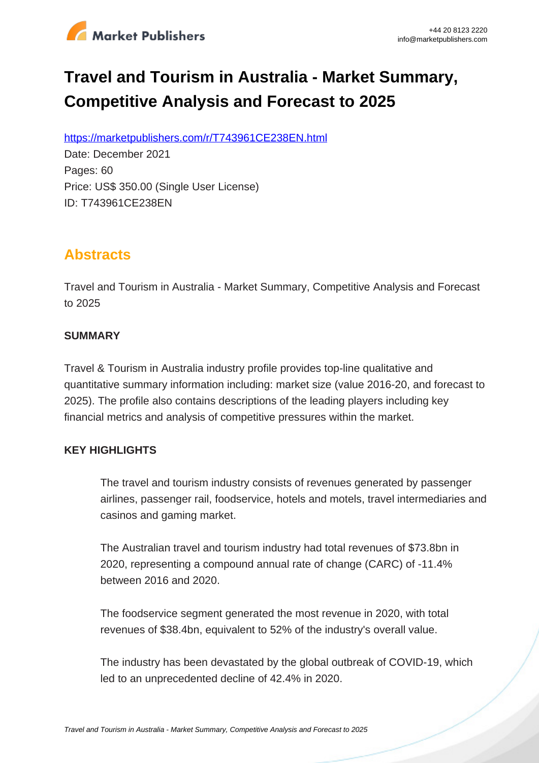# Travel and Tourism in Australia - Market Summary, Competitive Analysis and Forecast to 2025

https://marketpublishers.com/r/T743961CE238EN.html

Date: December 2021

Pages: 60

Price: US$ 350.00 (Single User License)

ID: T743961CE238EN

## Abstracts

Travel and Tourism in Australia - Market Summary, Competitive Analysis and Forecast to 2025

**SUMMARY**

Travel & Tourism in Australia industry profile provides top-line qualitative and quantitative summary information including: market size (value 2016-20, and forecast to 2025). The profile also contains descriptions of the leading players including key financial metrics and analysis of competitive pressures within the market.

**KEY HIGHLIGHTS**

The travel and tourism industry consists of revenues generated by passenger airlines, passenger rail, foodservice, hotels and motels, travel intermediaries and casinos and gaming market.

The Australian travel and tourism industry had total revenues of $73.8bn in 2020, representing a compound annual rate of change (CARC) of -11.4% between 2016 and 2020.

The foodservice segment generated the most revenue in 2020, with total revenues of $38.4bn, equivalent to 52% of the industry's overall value.

The industry has been devastated by the global outbreak of COVID-19, which led to an unprecedented decline of 42.4% in 2020.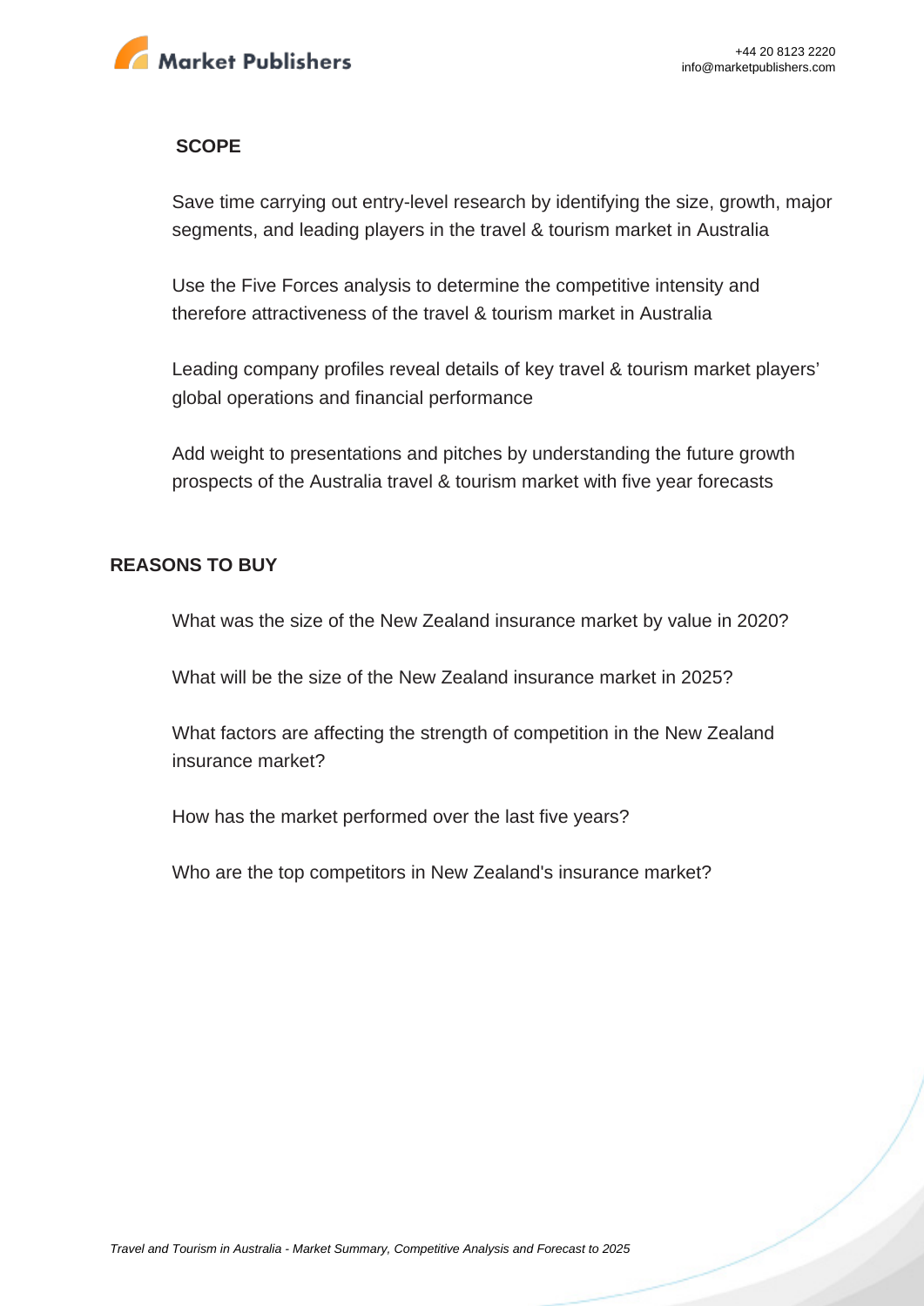## SCOPE

Save time carrying out entry-level research by identifying the size, growth, major segments, and leading players in the travel & tourism market in Australia

Use the Five Forces analysis to determine the competitive intensity and therefore attractiveness of the travel & tourism market in Australia

Leading company profiles reveal details of key travel & tourism market players' global operations and financial performance

Add weight to presentations and pitches by understanding the future growth prospects of the Australia travel & tourism market with five year forecasts

## REASONS TO BUY

What was the size of the New Zealand insurance market by value in 2020?

What will be the size of the New Zealand insurance market in 2025?

What factors are affecting the strength of competition in the New Zealand insurance market?

How has the market performed over the last five years?

Who are the top competitors in New Zealand's insurance market?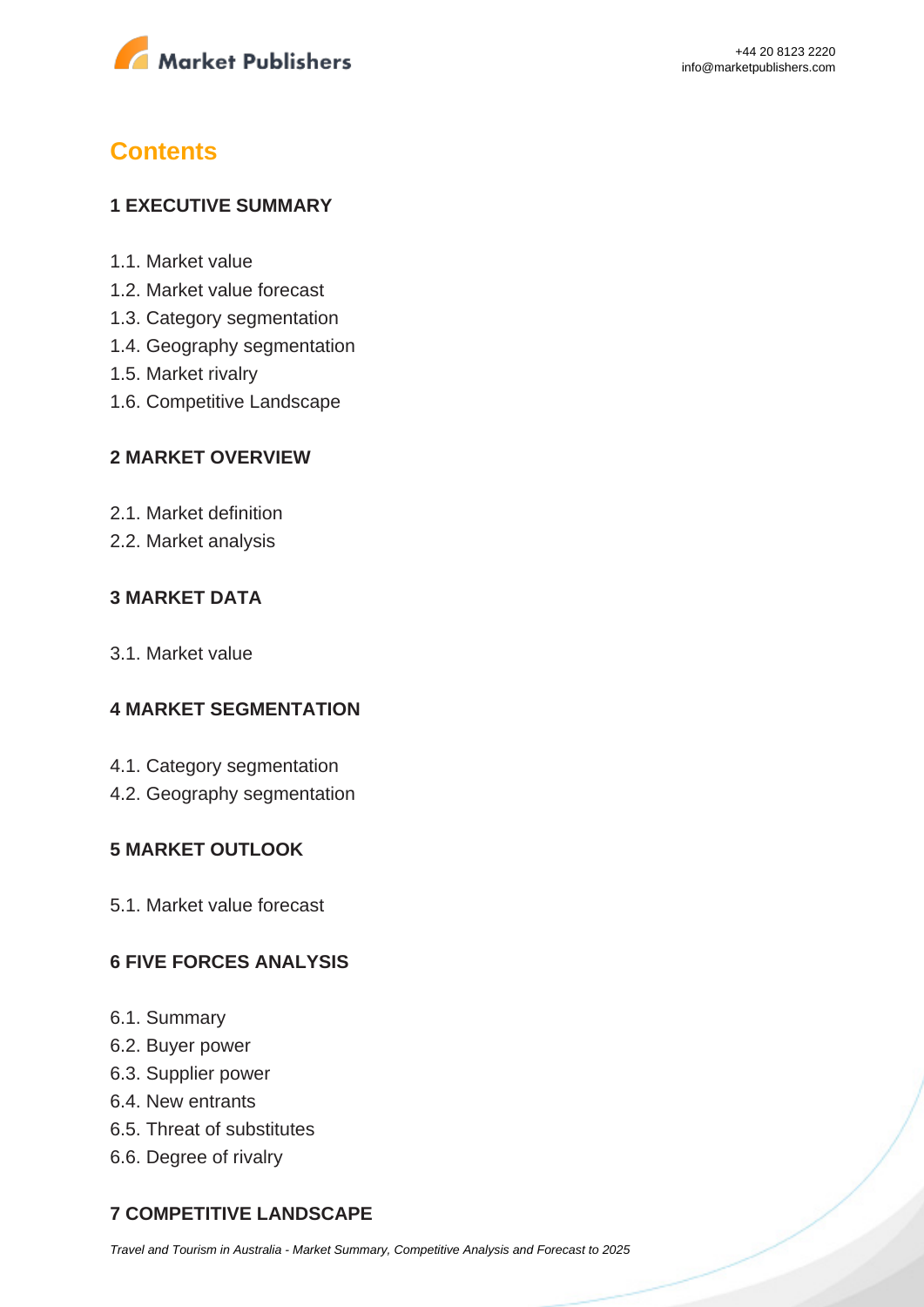## Contents

### 1 EXECUTIVE SUMMARY

1.1. Market value
1.2. Market value forecast
1.3. Category segmentation
1.4. Geography segmentation
1.5. Market rivalry
1.6. Competitive Landscape

### 2 MARKET OVERVIEW

2.1. Market definition
2.2. Market analysis

### 3 MARKET DATA

3.1. Market value

### 4 MARKET SEGMENTATION

4.1. Category segmentation
4.2. Geography segmentation

### 5 MARKET OUTLOOK

5.1. Market value forecast

### 6 FIVE FORCES ANALYSIS

6.1. Summary
6.2. Buyer power
6.3. Supplier power
6.4. New entrants
6.5. Threat of substitutes
6.6. Degree of rivalry

### 7 COMPETITIVE LANDSCAPE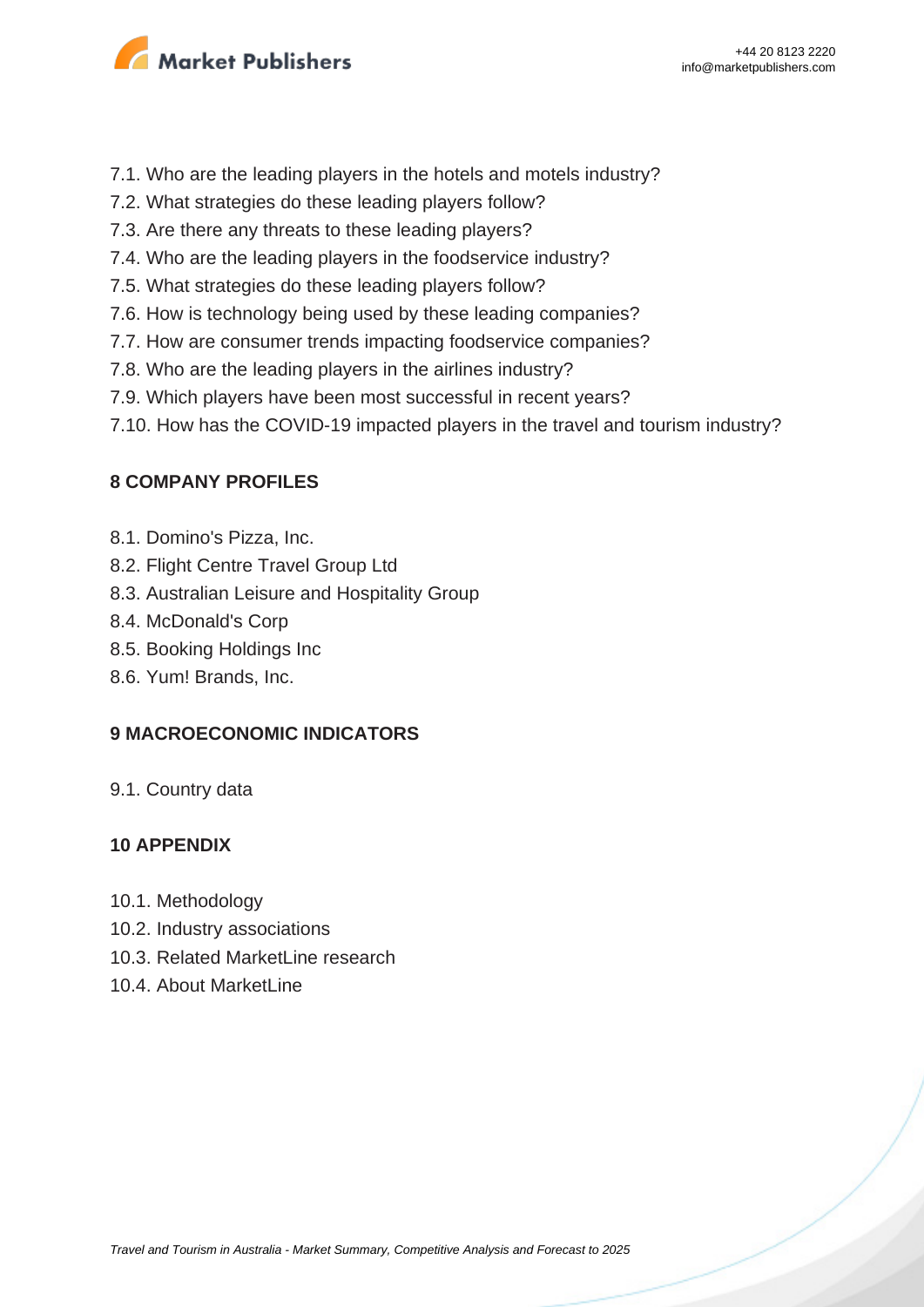7.1. Who are the leading players in the hotels and motels industry?
7.2. What strategies do these leading players follow?
7.3. Are there any threats to these leading players?
7.4. Who are the leading players in the foodservice industry?
7.5. What strategies do these leading players follow?
7.6. How is technology being used by these leading companies?
7.7. How are consumer trends impacting foodservice companies?
7.8. Who are the leading players in the airlines industry?
7.9. Which players have been most successful in recent years?
7.10. How has the COVID-19 impacted players in the travel and tourism industry?

## 8 COMPANY PROFILES

8.1. Domino's Pizza, Inc.
8.2. Flight Centre Travel Group Ltd
8.3. Australian Leisure and Hospitality Group
8.4. McDonald's Corp
8.5. Booking Holdings Inc
8.6. Yum! Brands, Inc.

## 9 MACROECONOMIC INDICATORS

9.1. Country data

## 10 APPENDIX

10.1. Methodology
10.2. Industry associations
10.3. Related MarketLine research
10.4. About MarketLine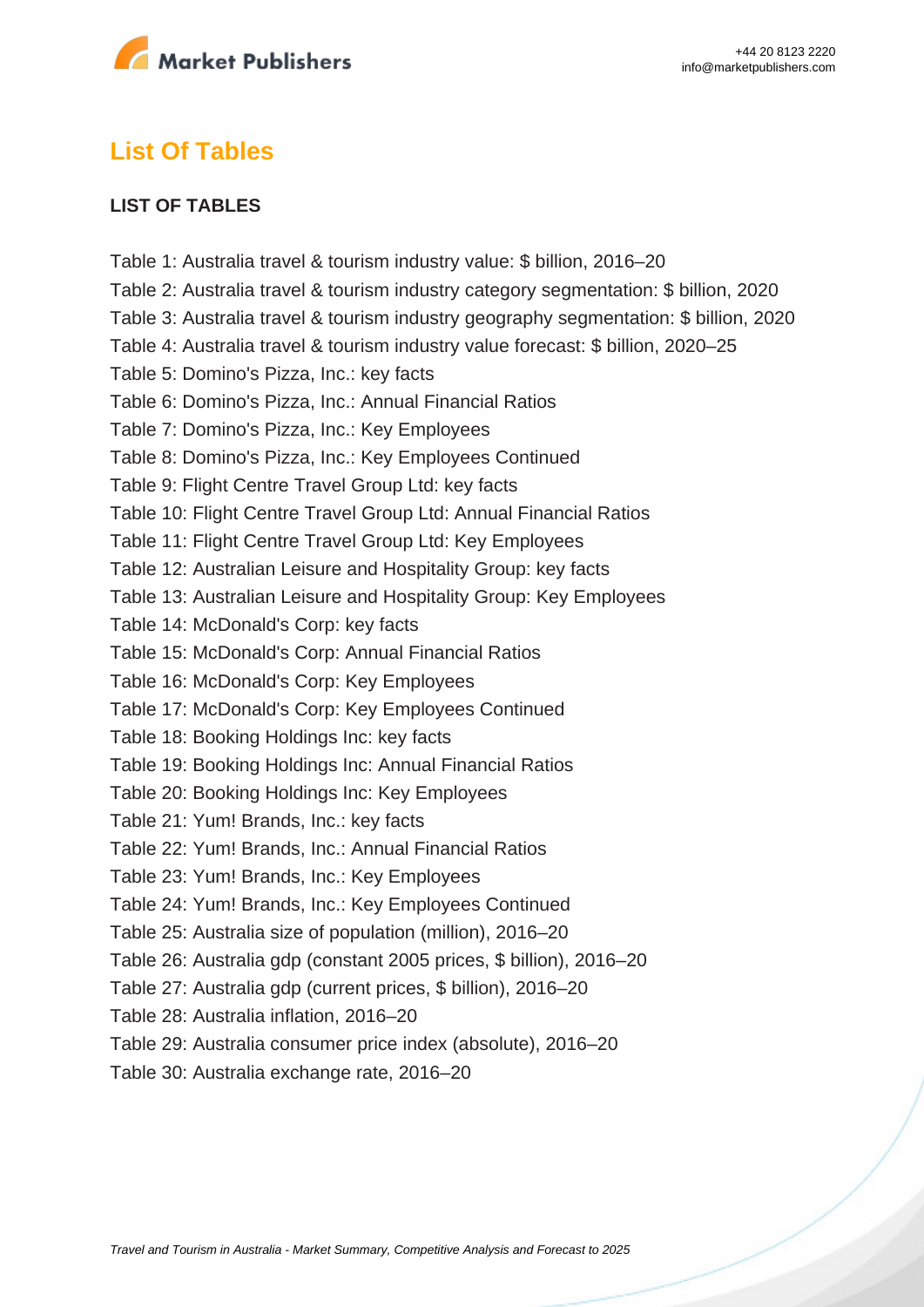## List Of Tables

**LIST OF TABLES**

Table 1: Australia travel & tourism industry value: $ billion, 2016–20
Table 2: Australia travel & tourism industry category segmentation: $ billion, 2020
Table 3: Australia travel & tourism industry geography segmentation: $ billion, 2020
Table 4: Australia travel & tourism industry value forecast: $ billion, 2020–25
Table 5: Domino's Pizza, Inc.: key facts
Table 6: Domino's Pizza, Inc.: Annual Financial Ratios
Table 7: Domino's Pizza, Inc.: Key Employees
Table 8: Domino's Pizza, Inc.: Key Employees Continued
Table 9: Flight Centre Travel Group Ltd: key facts
Table 10: Flight Centre Travel Group Ltd: Annual Financial Ratios
Table 11: Flight Centre Travel Group Ltd: Key Employees
Table 12: Australian Leisure and Hospitality Group: key facts
Table 13: Australian Leisure and Hospitality Group: Key Employees
Table 14: McDonald's Corp: key facts
Table 15: McDonald's Corp: Annual Financial Ratios
Table 16: McDonald's Corp: Key Employees
Table 17: McDonald's Corp: Key Employees Continued
Table 18: Booking Holdings Inc: key facts
Table 19: Booking Holdings Inc: Annual Financial Ratios
Table 20: Booking Holdings Inc: Key Employees
Table 21: Yum! Brands, Inc.: key facts
Table 22: Yum! Brands, Inc.: Annual Financial Ratios
Table 23: Yum! Brands, Inc.: Key Employees
Table 24: Yum! Brands, Inc.: Key Employees Continued
Table 25: Australia size of population (million), 2016–20
Table 26: Australia gdp (constant 2005 prices, $ billion), 2016–20
Table 27: Australia gdp (current prices, $ billion), 2016–20
Table 28: Australia inflation, 2016–20
Table 29: Australia consumer price index (absolute), 2016–20
Table 30: Australia exchange rate, 2016–20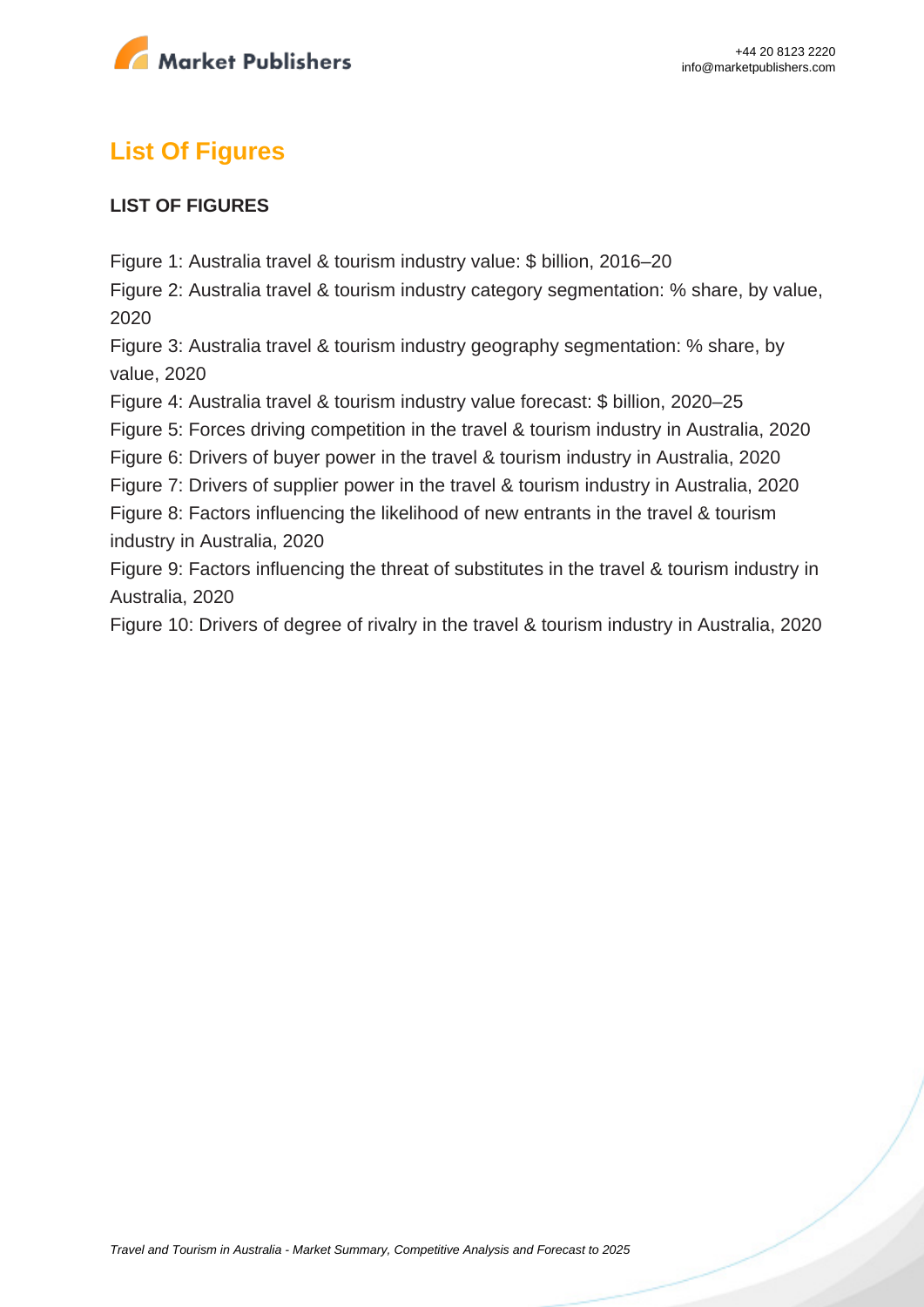## List Of Figures

**LIST OF FIGURES**

Figure 1: Australia travel & tourism industry value: $ billion, 2016–20
Figure 2: Australia travel & tourism industry category segmentation: % share, by value, 2020
Figure 3: Australia travel & tourism industry geography segmentation: % share, by value, 2020
Figure 4: Australia travel & tourism industry value forecast: $ billion, 2020–25
Figure 5: Forces driving competition in the travel & tourism industry in Australia, 2020
Figure 6: Drivers of buyer power in the travel & tourism industry in Australia, 2020
Figure 7: Drivers of supplier power in the travel & tourism industry in Australia, 2020
Figure 8: Factors influencing the likelihood of new entrants in the travel & tourism industry in Australia, 2020
Figure 9: Factors influencing the threat of substitutes in the travel & tourism industry in Australia, 2020
Figure 10: Drivers of degree of rivalry in the travel & tourism industry in Australia, 2020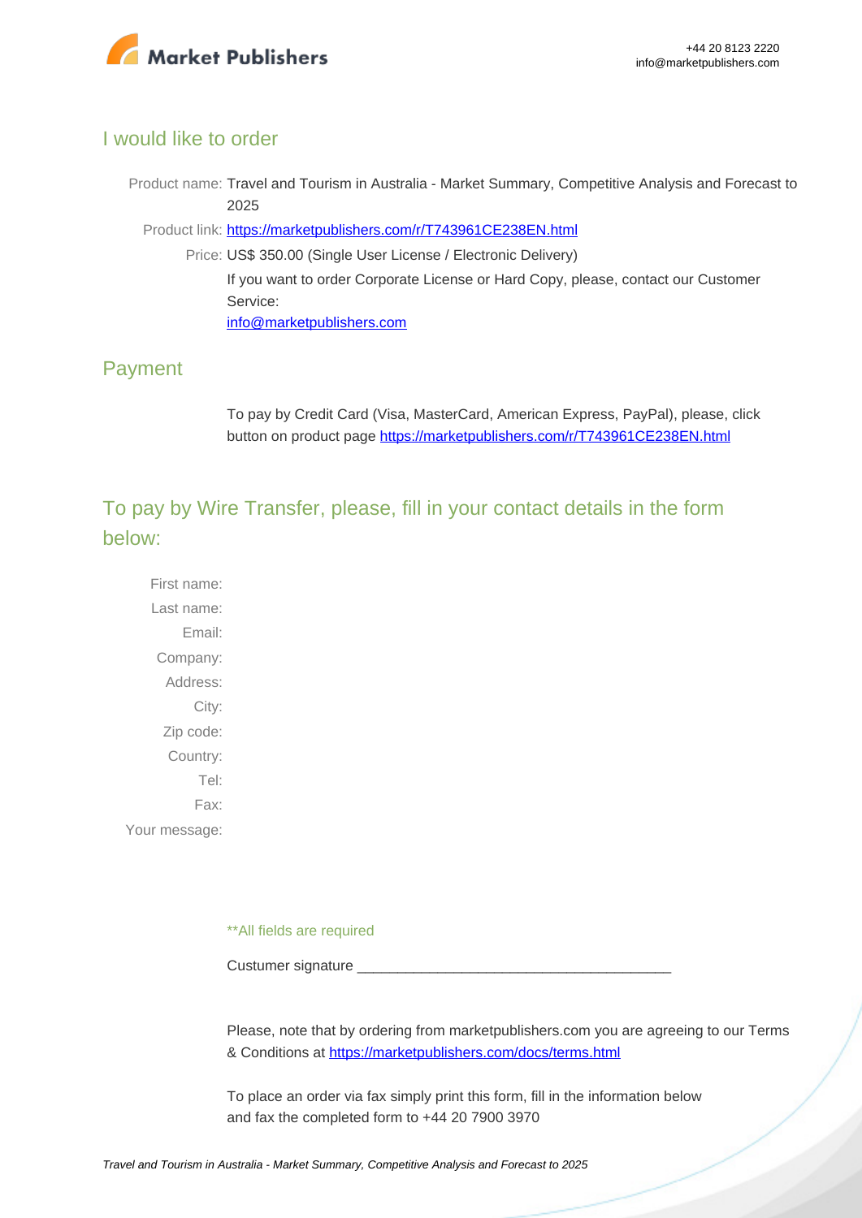## I would like to order

Product name: Travel and Tourism in Australia - Market Summary, Competitive Analysis and Forecast to 2025

Product link: [https://marketpublishers.com/r/T743961CE238EN.html](https://marketpublishers.com/r/T743961CE238EN.html)

Price: US$ 350.00 (Single User License / Electronic Delivery)

If you want to order Corporate License or Hard Copy, please, contact our Customer Service:

[info@marketpublishers.com](mailto:info@marketpublishers.com)

## Payment

To pay by Credit Card (Visa, MasterCard, American Express, PayPal), please, click button on product page [https://marketpublishers.com/r/T743961CE238EN.html](https://marketpublishers.com/r/T743961CE238EN.html)

## To pay by Wire Transfer, please, fill in your contact details in the form below:

First name:

Last name:

Email:

Company:

Address:

City:

Zip code:

Country:

Tel:

Fax:

Your message:

**All fields are required

Custumer signature _______________________________________

Please, note that by ordering from marketpublishers.com you are agreeing to our Terms & Conditions at [https://marketpublishers.com/docs/terms.html](https://marketpublishers.com/docs/terms.html)

To place an order via fax simply print this form, fill in the information below and fax the completed form to +44 20 7900 3970